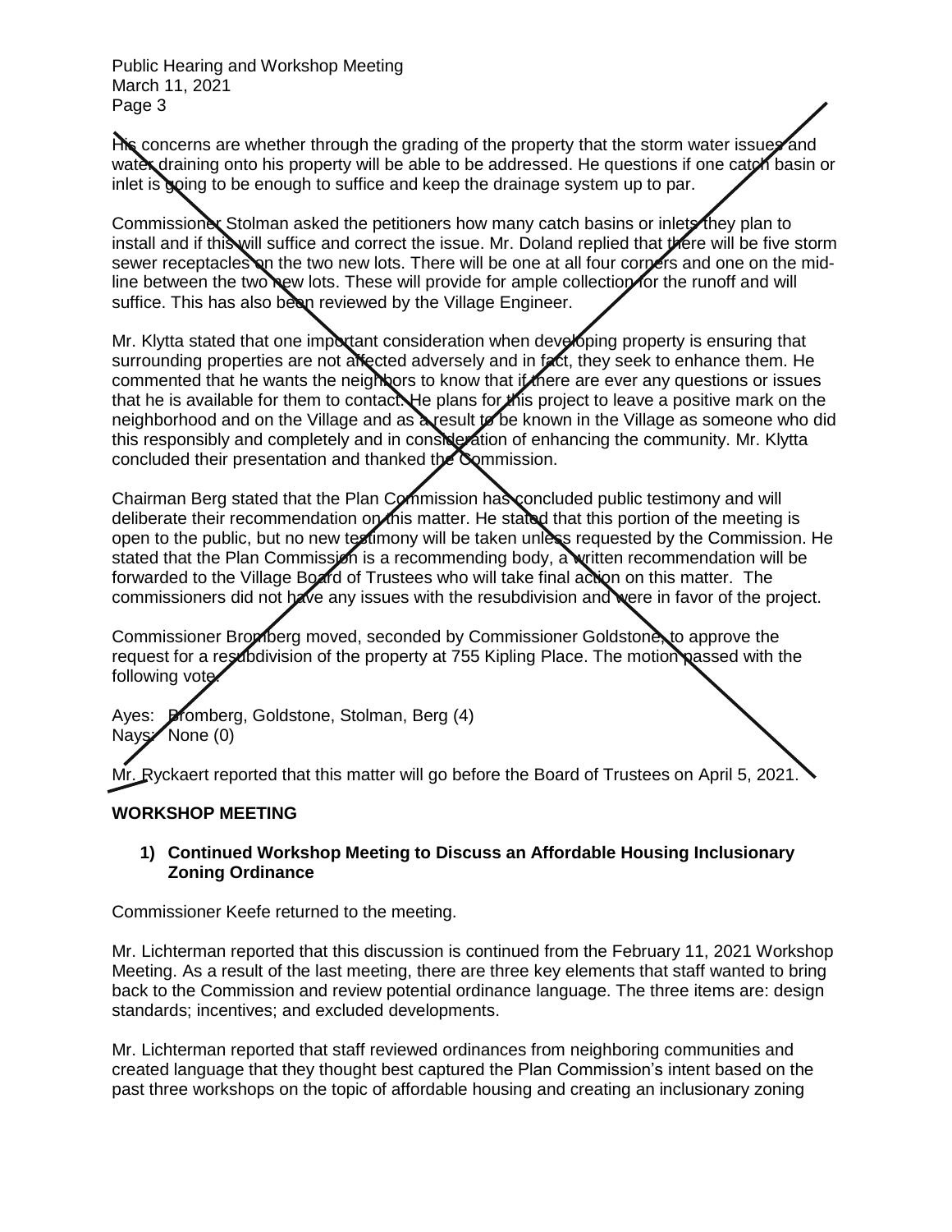His concerns are whether through the grading of the property that the storm water issues and water draining onto his property will be able to be addressed. He questions if one catch basin or inlet is going to be enough to suffice and keep the drainage system up to par.

Commissioner Stolman asked the petitioners how many catch basins or inlets they plan to install and if this will suffice and correct the issue. Mr. Doland replied that there will be five storm sewer receptacles on the two new lots. There will be one at all four corners and one on the mid-line between the two new lots. These will provide for ample collection for the runoff and will suffice. This has also been reviewed by the Village Engineer.

Mr. Klytta stated that one important consideration when developing property is ensuring that surrounding properties are not affected adversely and in fact, they seek to enhance them. He commented that he wants the neighbors to know that if there are ever any questions or issues that he is available for them to contact. He plans for this project to leave a positive mark on the neighborhood and on the Village and as a result to be known in the Village as someone who did this responsibly and completely and in consideration of enhancing the community. Mr. Klytta concluded their presentation and thanked the Commission.

Chairman Berg stated that the Plan Commission has concluded public testimony and will deliberate their recommendation on this matter. He stated that this portion of the meeting is open to the public, but no new testimony will be taken unless requested by the Commission. He stated that the Plan Commission is a recommending body, a written recommendation will be forwarded to the Village Board of Trustees who will take final action on this matter. The commissioners did not have any issues with the resubdivision and were in favor of the project.

Commissioner Bromberg moved, seconded by Commissioner Goldstone, to approve the request for a resubdivision of the property at 755 Kipling Place. The motion passed with the following vote:

Ayes: Bromberg, Goldstone, Stolman, Berg (4)
Nays: None (0)

Mr. Ryckaert reported that this matter will go before the Board of Trustees on April 5, 2021.

## WORKSHOP MEETING

**1) Continued Workshop Meeting to Discuss an Affordable Housing Inclusionary Zoning Ordinance**

Commissioner Keefe returned to the meeting.

Mr. Lichterman reported that this discussion is continued from the February 11, 2021 Workshop Meeting. As a result of the last meeting, there are three key elements that staff wanted to bring back to the Commission and review potential ordinance language. The three items are: design standards; incentives; and excluded developments.

Mr. Lichterman reported that staff reviewed ordinances from neighboring communities and created language that they thought best captured the Plan Commission's intent based on the past three workshops on the topic of affordable housing and creating an inclusionary zoning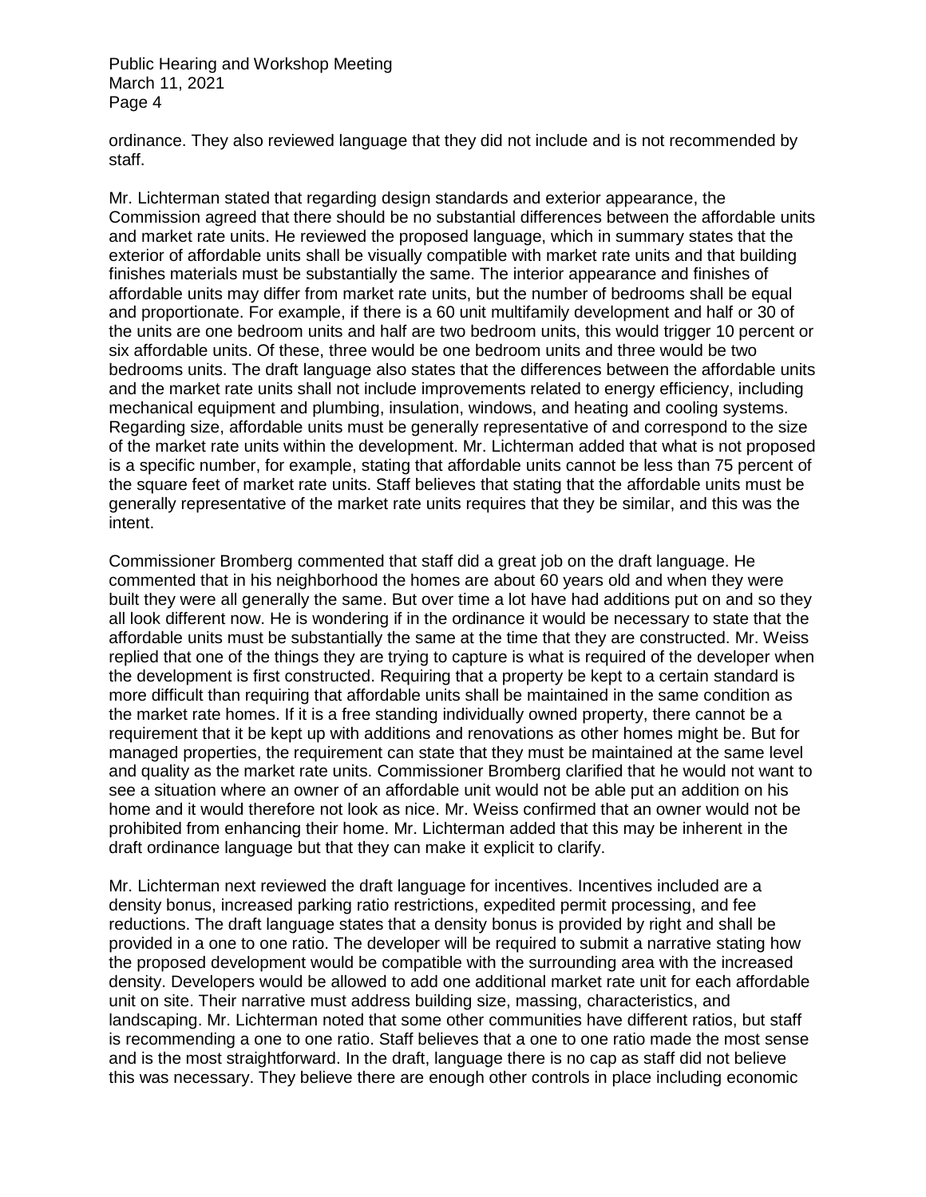ordinance. They also reviewed language that they did not include and is not recommended by staff.

Mr. Lichterman stated that regarding design standards and exterior appearance, the Commission agreed that there should be no substantial differences between the affordable units and market rate units. He reviewed the proposed language, which in summary states that the exterior of affordable units shall be visually compatible with market rate units and that building finishes materials must be substantially the same. The interior appearance and finishes of affordable units may differ from market rate units, but the number of bedrooms shall be equal and proportionate. For example, if there is a 60 unit multifamily development and half or 30 of the units are one bedroom units and half are two bedroom units, this would trigger 10 percent or six affordable units. Of these, three would be one bedroom units and three would be two bedrooms units. The draft language also states that the differences between the affordable units and the market rate units shall not include improvements related to energy efficiency, including mechanical equipment and plumbing, insulation, windows, and heating and cooling systems. Regarding size, affordable units must be generally representative of and correspond to the size of the market rate units within the development. Mr. Lichterman added that what is not proposed is a specific number, for example, stating that affordable units cannot be less than 75 percent of the square feet of market rate units. Staff believes that stating that the affordable units must be generally representative of the market rate units requires that they be similar, and this was the intent.

Commissioner Bromberg commented that staff did a great job on the draft language. He commented that in his neighborhood the homes are about 60 years old and when they were built they were all generally the same. But over time a lot have had additions put on and so they all look different now. He is wondering if in the ordinance it would be necessary to state that the affordable units must be substantially the same at the time that they are constructed. Mr. Weiss replied that one of the things they are trying to capture is what is required of the developer when the development is first constructed. Requiring that a property be kept to a certain standard is more difficult than requiring that affordable units shall be maintained in the same condition as the market rate homes. If it is a free standing individually owned property, there cannot be a requirement that it be kept up with additions and renovations as other homes might be. But for managed properties, the requirement can state that they must be maintained at the same level and quality as the market rate units. Commissioner Bromberg clarified that he would not want to see a situation where an owner of an affordable unit would not be able put an addition on his home and it would therefore not look as nice. Mr. Weiss confirmed that an owner would not be prohibited from enhancing their home. Mr. Lichterman added that this may be inherent in the draft ordinance language but that they can make it explicit to clarify.

Mr. Lichterman next reviewed the draft language for incentives. Incentives included are a density bonus, increased parking ratio restrictions, expedited permit processing, and fee reductions. The draft language states that a density bonus is provided by right and shall be provided in a one to one ratio. The developer will be required to submit a narrative stating how the proposed development would be compatible with the surrounding area with the increased density. Developers would be allowed to add one additional market rate unit for each affordable unit on site. Their narrative must address building size, massing, characteristics, and landscaping. Mr. Lichterman noted that some other communities have different ratios, but staff is recommending a one to one ratio. Staff believes that a one to one ratio made the most sense and is the most straightforward. In the draft, language there is no cap as staff did not believe this was necessary. They believe there are enough other controls in place including economic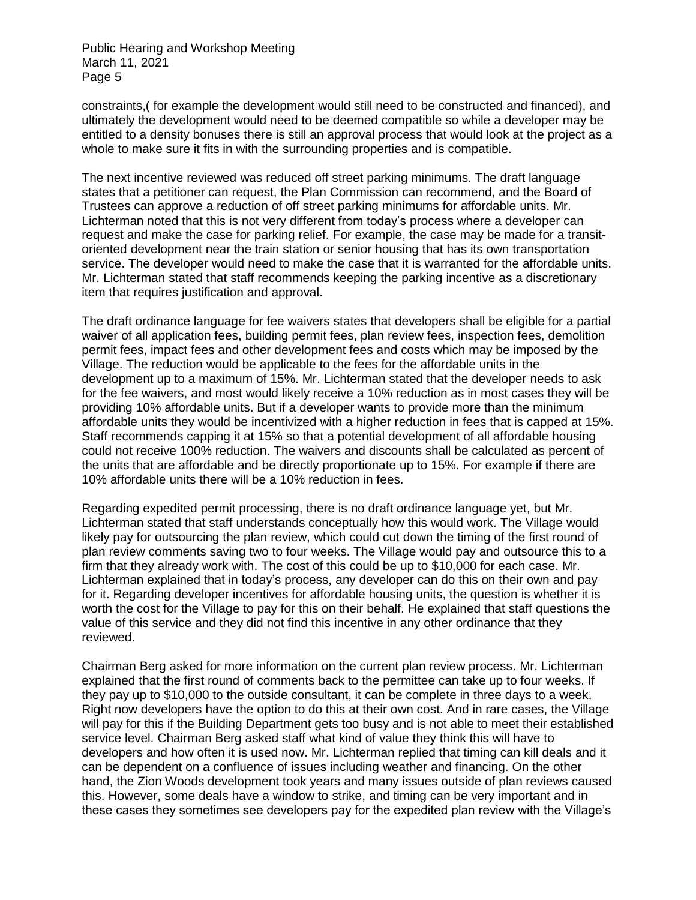constraints,( for example the development would still need to be constructed and financed), and ultimately the development would need to be deemed compatible so while a developer may be entitled to a density bonuses there is still an approval process that would look at the project as a whole to make sure it fits in with the surrounding properties and is compatible.

The next incentive reviewed was reduced off street parking minimums. The draft language states that a petitioner can request, the Plan Commission can recommend, and the Board of Trustees can approve a reduction of off street parking minimums for affordable units. Mr. Lichterman noted that this is not very different from today's process where a developer can request and make the case for parking relief. For example, the case may be made for a transit-oriented development near the train station or senior housing that has its own transportation service. The developer would need to make the case that it is warranted for the affordable units. Mr. Lichterman stated that staff recommends keeping the parking incentive as a discretionary item that requires justification and approval.

The draft ordinance language for fee waivers states that developers shall be eligible for a partial waiver of all application fees, building permit fees, plan review fees, inspection fees, demolition permit fees, impact fees and other development fees and costs which may be imposed by the Village. The reduction would be applicable to the fees for the affordable units in the development up to a maximum of 15%. Mr. Lichterman stated that the developer needs to ask for the fee waivers, and most would likely receive a 10% reduction as in most cases they will be providing 10% affordable units. But if a developer wants to provide more than the minimum affordable units they would be incentivized with a higher reduction in fees that is capped at 15%. Staff recommends capping it at 15% so that a potential development of all affordable housing could not receive 100% reduction. The waivers and discounts shall be calculated as percent of the units that are affordable and be directly proportionate up to 15%. For example if there are 10% affordable units there will be a 10% reduction in fees.

Regarding expedited permit processing, there is no draft ordinance language yet, but Mr. Lichterman stated that staff understands conceptually how this would work. The Village would likely pay for outsourcing the plan review, which could cut down the timing of the first round of plan review comments saving two to four weeks. The Village would pay and outsource this to a firm that they already work with. The cost of this could be up to $10,000 for each case. Mr. Lichterman explained that in today's process, any developer can do this on their own and pay for it. Regarding developer incentives for affordable housing units, the question is whether it is worth the cost for the Village to pay for this on their behalf. He explained that staff questions the value of this service and they did not find this incentive in any other ordinance that they reviewed.

Chairman Berg asked for more information on the current plan review process. Mr. Lichterman explained that the first round of comments back to the permittee can take up to four weeks. If they pay up to $10,000 to the outside consultant, it can be complete in three days to a week. Right now developers have the option to do this at their own cost. And in rare cases, the Village will pay for this if the Building Department gets too busy and is not able to meet their established service level. Chairman Berg asked staff what kind of value they think this will have to developers and how often it is used now. Mr. Lichterman replied that timing can kill deals and it can be dependent on a confluence of issues including weather and financing. On the other hand, the Zion Woods development took years and many issues outside of plan reviews caused this. However, some deals have a window to strike, and timing can be very important and in these cases they sometimes see developers pay for the expedited plan review with the Village's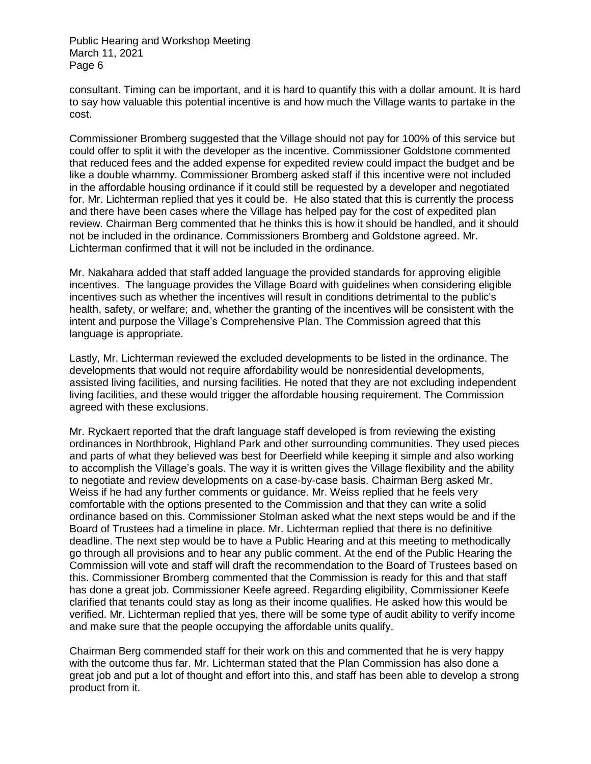consultant. Timing can be important, and it is hard to quantify this with a dollar amount. It is hard to say how valuable this potential incentive is and how much the Village wants to partake in the cost.

Commissioner Bromberg suggested that the Village should not pay for 100% of this service but could offer to split it with the developer as the incentive. Commissioner Goldstone commented that reduced fees and the added expense for expedited review could impact the budget and be like a double whammy. Commissioner Bromberg asked staff if this incentive were not included in the affordable housing ordinance if it could still be requested by a developer and negotiated for. Mr. Lichterman replied that yes it could be. He also stated that this is currently the process and there have been cases where the Village has helped pay for the cost of expedited plan review. Chairman Berg commented that he thinks this is how it should be handled, and it should not be included in the ordinance. Commissioners Bromberg and Goldstone agreed. Mr. Lichterman confirmed that it will not be included in the ordinance.

Mr. Nakahara added that staff added language the provided standards for approving eligible incentives. The language provides the Village Board with guidelines when considering eligible incentives such as whether the incentives will result in conditions detrimental to the public's health, safety, or welfare; and, whether the granting of the incentives will be consistent with the intent and purpose the Village's Comprehensive Plan. The Commission agreed that this language is appropriate.

Lastly, Mr. Lichterman reviewed the excluded developments to be listed in the ordinance. The developments that would not require affordability would be nonresidential developments, assisted living facilities, and nursing facilities. He noted that they are not excluding independent living facilities, and these would trigger the affordable housing requirement. The Commission agreed with these exclusions.

Mr. Ryckaert reported that the draft language staff developed is from reviewing the existing ordinances in Northbrook, Highland Park and other surrounding communities. They used pieces and parts of what they believed was best for Deerfield while keeping it simple and also working to accomplish the Village's goals. The way it is written gives the Village flexibility and the ability to negotiate and review developments on a case-by-case basis. Chairman Berg asked Mr. Weiss if he had any further comments or guidance. Mr. Weiss replied that he feels very comfortable with the options presented to the Commission and that they can write a solid ordinance based on this. Commissioner Stolman asked what the next steps would be and if the Board of Trustees had a timeline in place. Mr. Lichterman replied that there is no definitive deadline. The next step would be to have a Public Hearing and at this meeting to methodically go through all provisions and to hear any public comment. At the end of the Public Hearing the Commission will vote and staff will draft the recommendation to the Board of Trustees based on this. Commissioner Bromberg commented that the Commission is ready for this and that staff has done a great job. Commissioner Keefe agreed. Regarding eligibility, Commissioner Keefe clarified that tenants could stay as long as their income qualifies. He asked how this would be verified. Mr. Lichterman replied that yes, there will be some type of audit ability to verify income and make sure that the people occupying the affordable units qualify.

Chairman Berg commended staff for their work on this and commented that he is very happy with the outcome thus far. Mr. Lichterman stated that the Plan Commission has also done a great job and put a lot of thought and effort into this, and staff has been able to develop a strong product from it.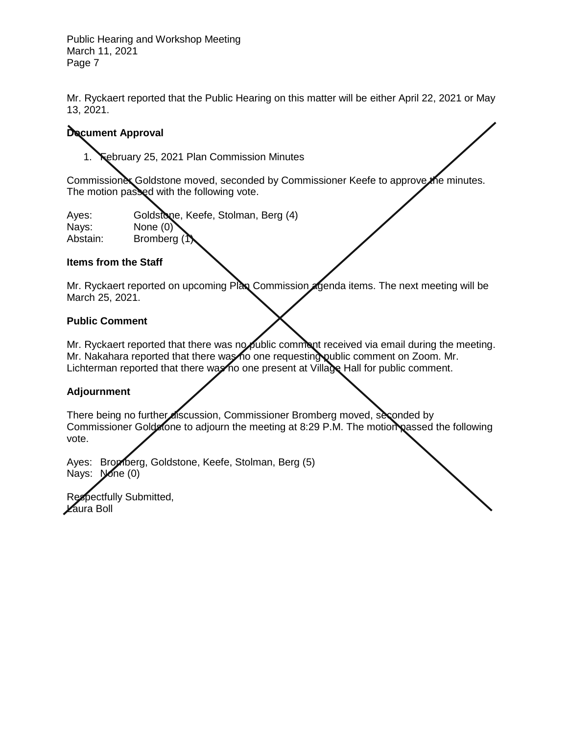Mr. Ryckaert reported that the Public Hearing on this matter will be either April 22, 2021 or May 13, 2021.

**Document Approval**

1. February 25, 2021 Plan Commission Minutes

Commissioner Goldstone moved, seconded by Commissioner Keefe to approve the minutes. The motion passed with the following vote.

Ayes: Goldstone, Keefe, Stolman, Berg (4)
Nays: None (0)
Abstain: Bromberg (1)

**Items from the Staff**

Mr. Ryckaert reported on upcoming Plan Commission agenda items. The next meeting will be March 25, 2021.

**Public Comment**

Mr. Ryckaert reported that there was no public comment received via email during the meeting. Mr. Nakahara reported that there was no one requesting public comment on Zoom. Mr. Lichterman reported that there was no one present at Village Hall for public comment.

**Adjournment**

There being no further discussion, Commissioner Bromberg moved, seconded by Commissioner Goldstone to adjourn the meeting at 8:29 P.M. The motion passed the following vote.

Ayes: Bromberg, Goldstone, Keefe, Stolman, Berg (5)
Nays: None (0)

Respectfully Submitted,
Laura Boll